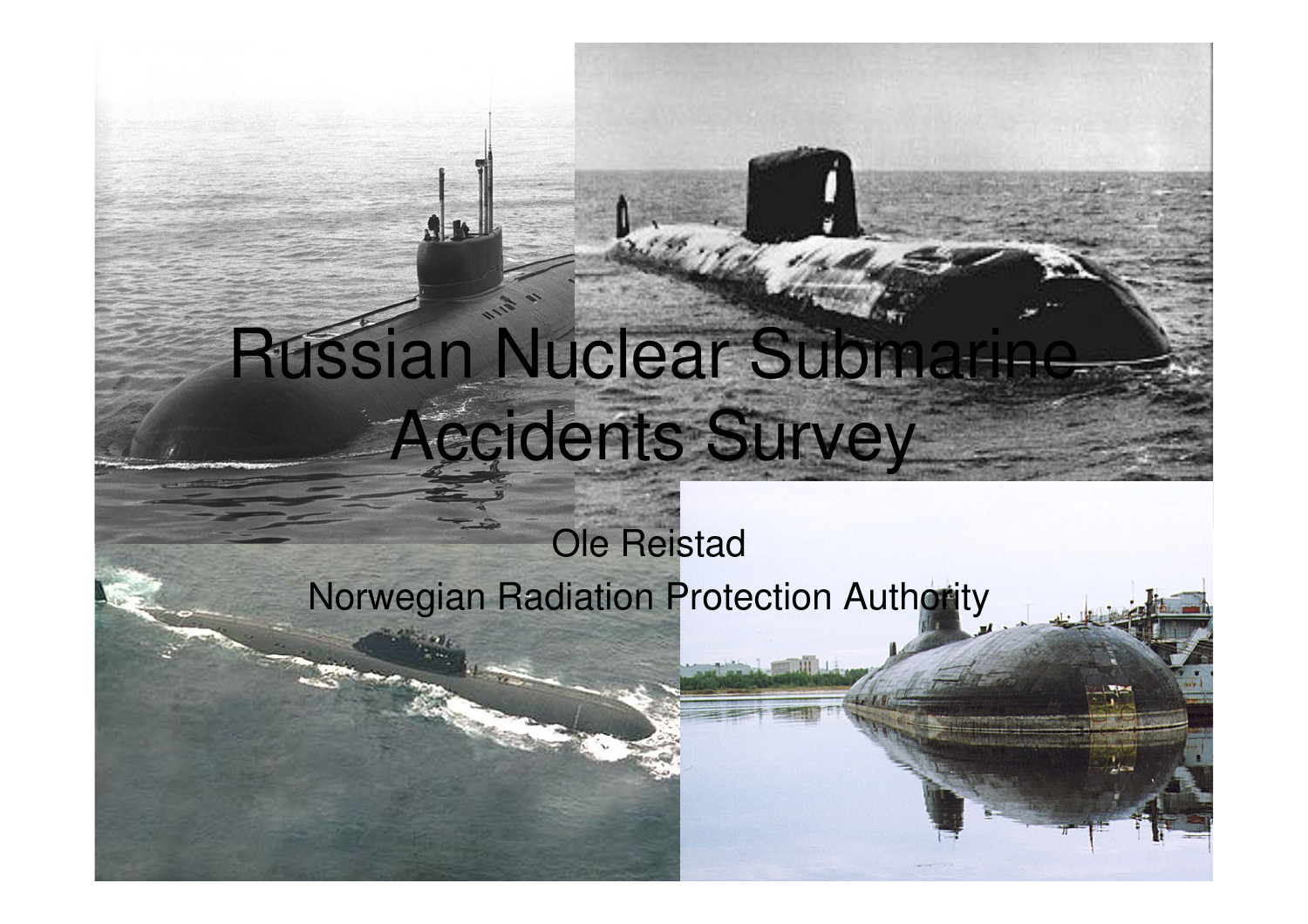# Russian Nuclear Submarine Accidents Survey

Ole Reistad

Norwegian Radiation Protection Authority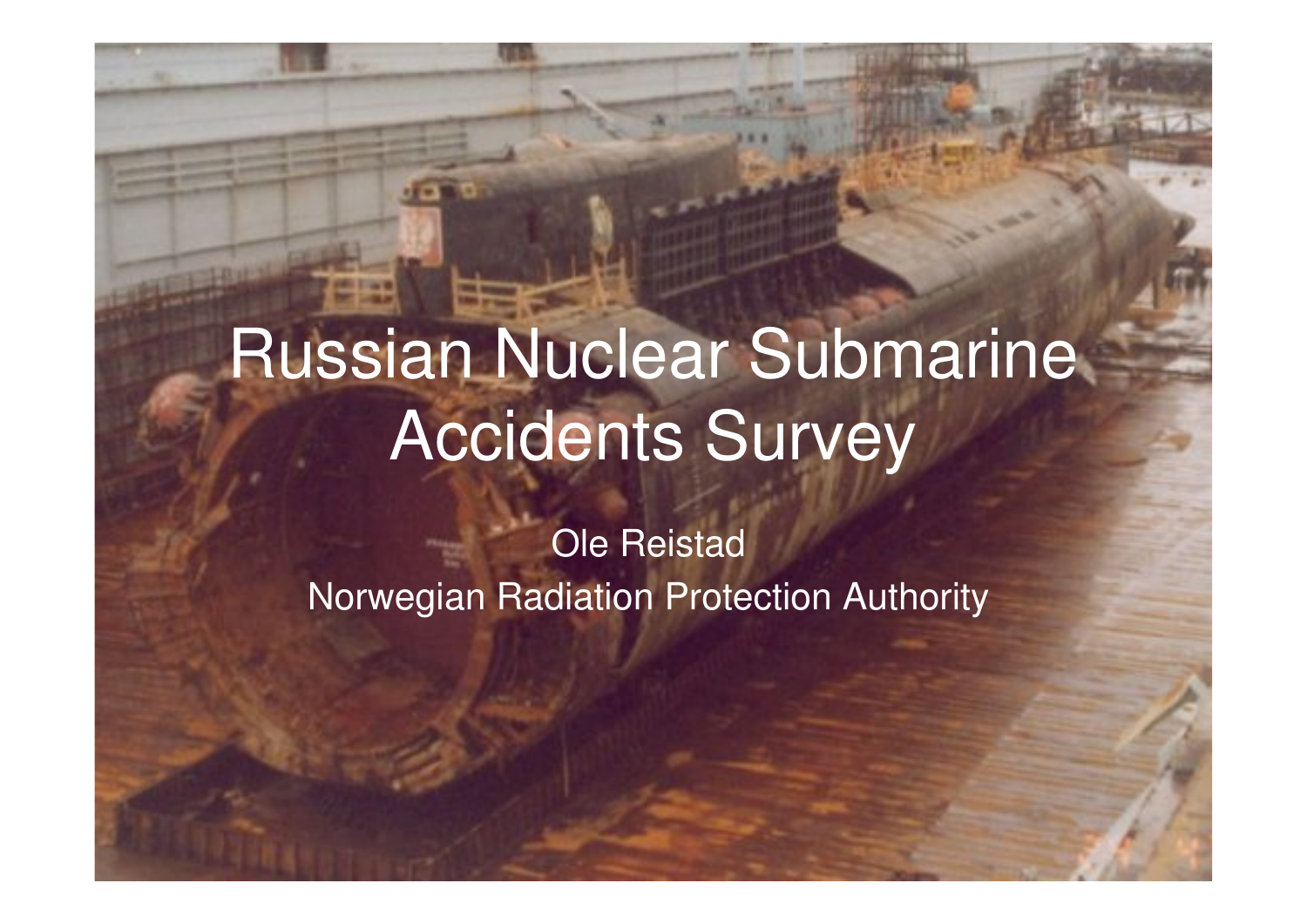# Russian Nuclear Submarine Accidents Survey

Ole Reistad

Norwegian Radiation Protection Authority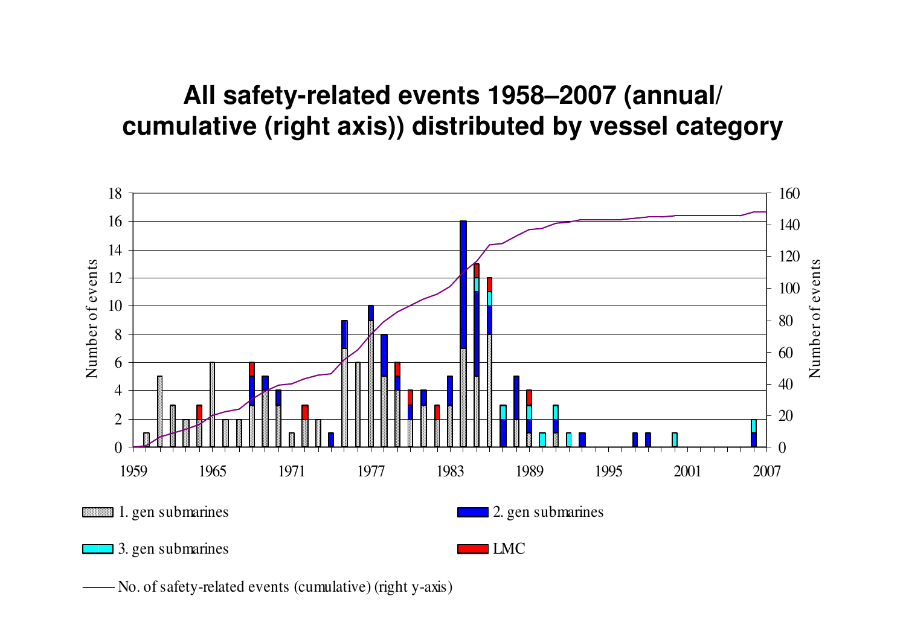# All safety-related events 1958–2007 (annual/ cumulative (right axis)) distributed by vessel category

Number of events (left axis: 0–18) / Number of events (right axis: 0–160)

Years: 1959, 1965, 1971, 1977, 1983, 1989, 1995, 2001, 2007

Legend:

- 1. gen submarines
- 2. gen submarines
- 3. gen submarines
- LMC
- No. of safety-related events (cumulative) (right y-axis)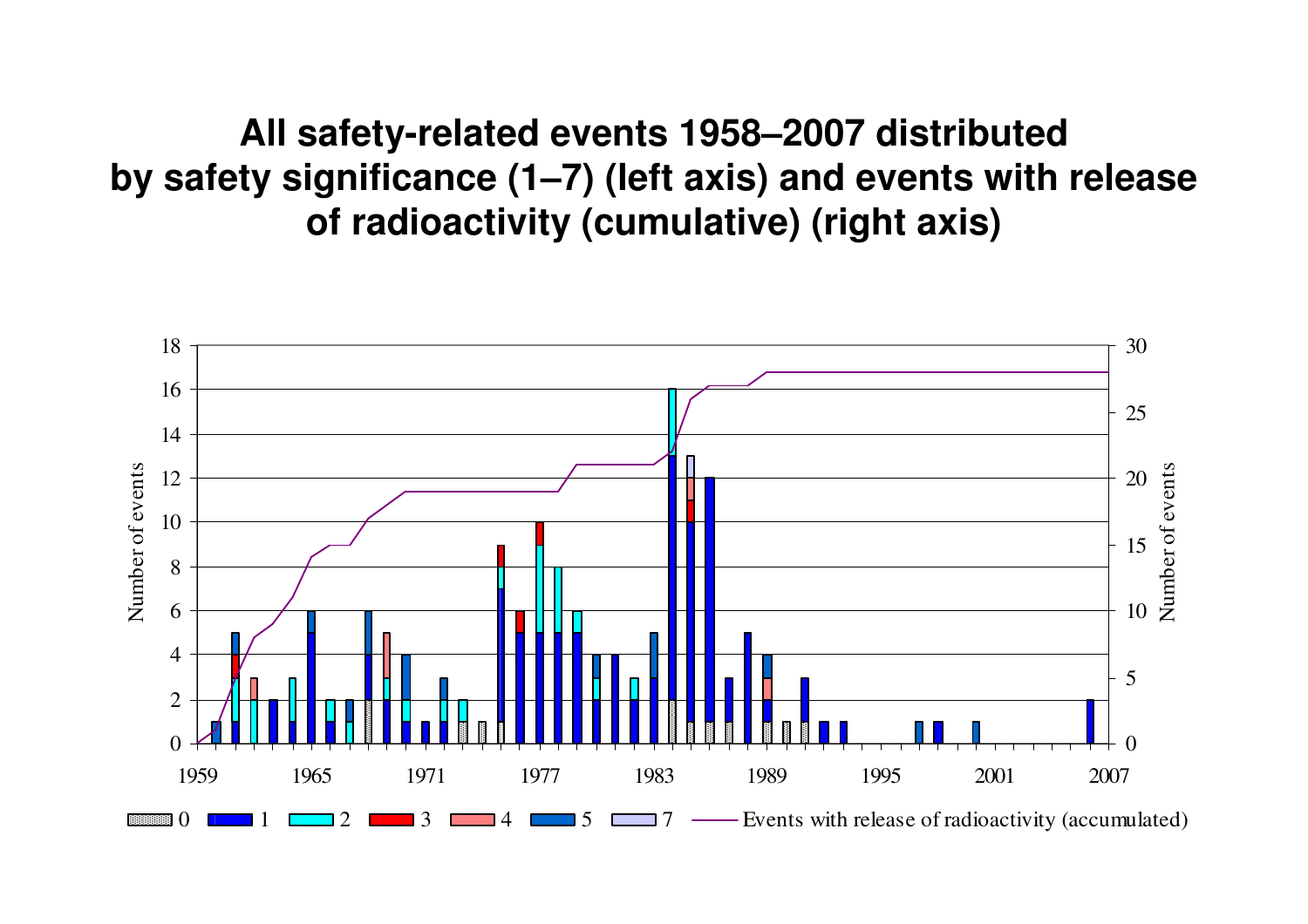# All safety-related events 1958–2007 distributed by safety significance (1–7) (left axis) and events with release of radioactivity (cumulative) (right axis)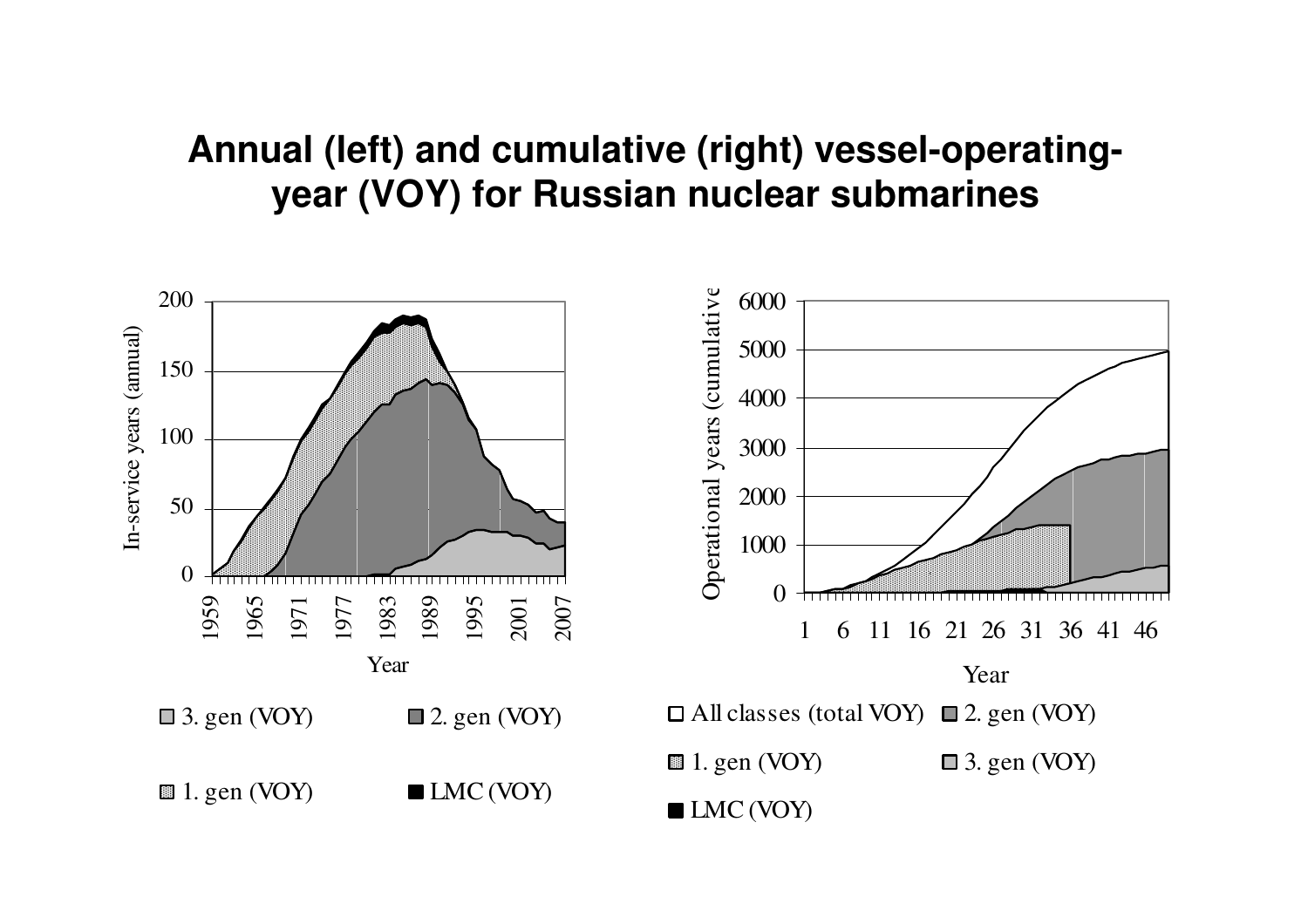# Annual (left) and cumulative (right) vessel-operating-year (VOY) for Russian nuclear submarines

In-service years (annual)

200
150
100
50
0

1959 1965 1971 1977 1983 1989 1995 2001 2007

Year

□ 3. gen (VOY) ■ 2. gen (VOY)

▦ 1. gen (VOY) ■ LMC (VOY)

Operational years (cumulative)

6000
5000
4000
3000
2000
1000
0

1 6 11 16 21 26 31 36 41 46

Year

□ All classes (total VOY) ■ 2. gen (VOY)

▦ 1. gen (VOY) □ 3. gen (VOY)

■ LMC (VOY)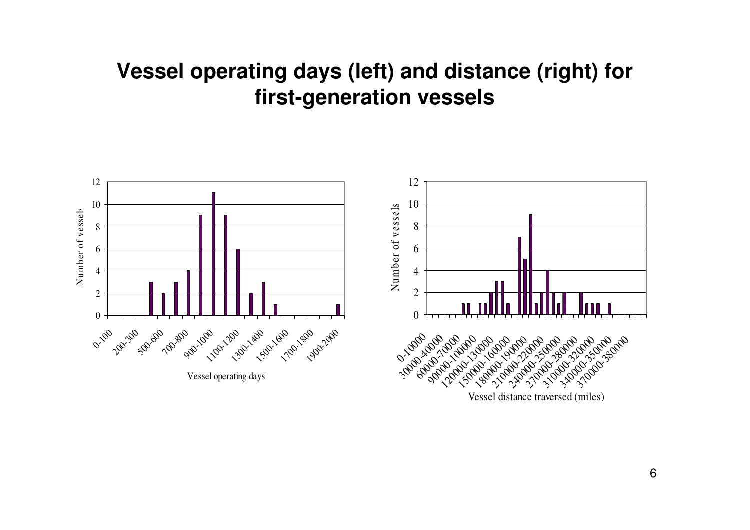# Vessel operating days (left) and distance (right) for first-generation vessels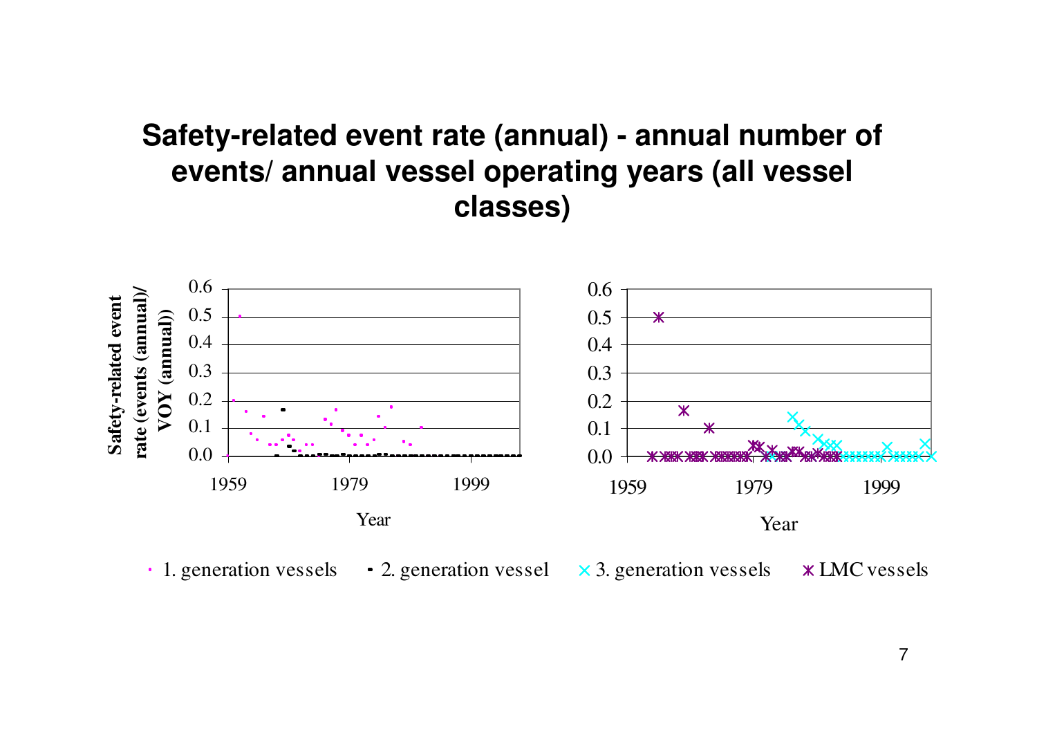# Safety-related event rate (annual) - annual number of events/ annual vessel operating years (all vessel classes)

Safety-related event rate (events (annual)/ VOY (annual))

0.6
0.5
0.4
0.3
0.2
0.1
0.0

1959 1979 1999

Year

0.6
0.5
0.4
0.3
0.2
0.1
0.0

1959 1979 1999

Year

· 1. generation vessels ▪ 2. generation vessel × 3. generation vessels ✱ LMC vessels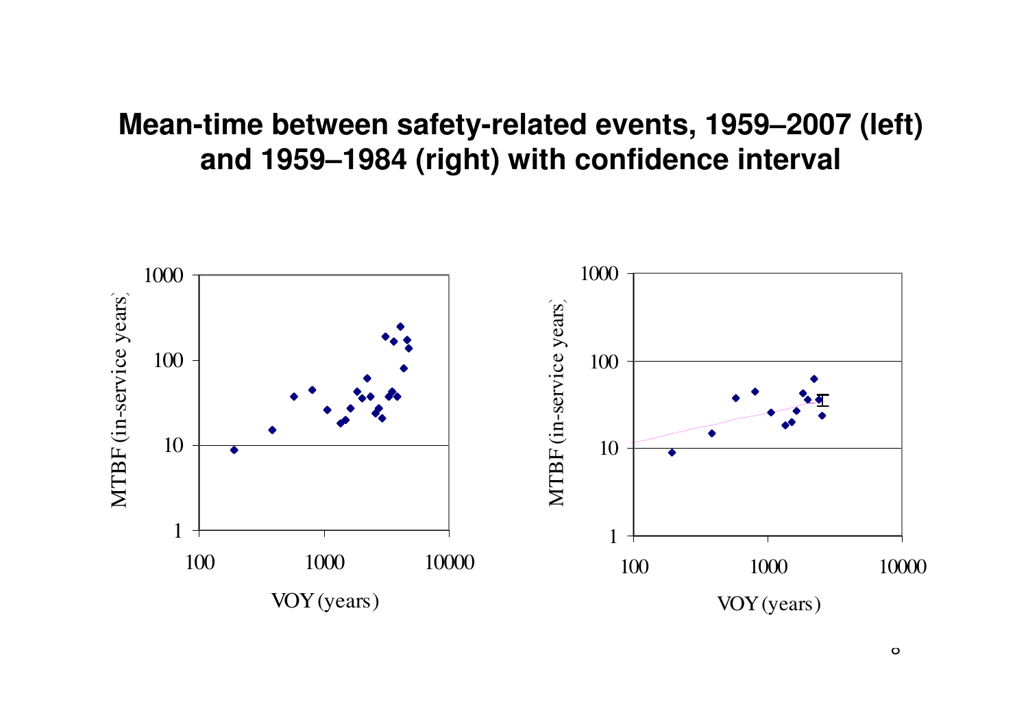# Mean-time between safety-related events, 1959–2007 (left) and 1959–1984 (right) with confidence interval

MTBF (in-service years)

VOY (years)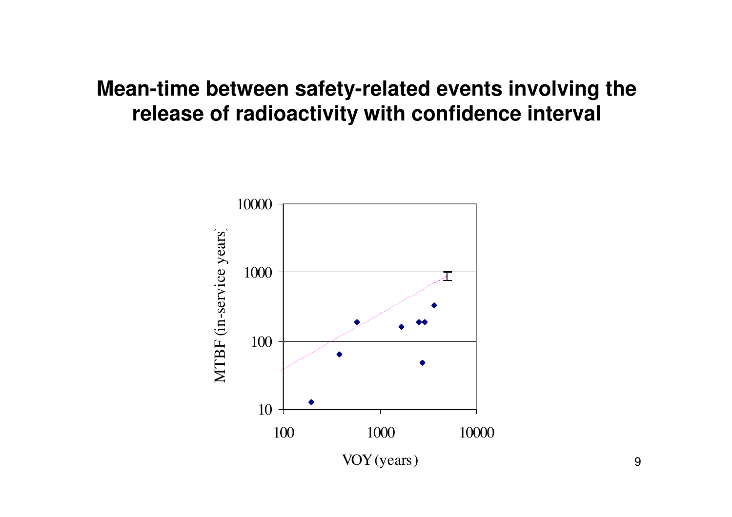# Mean-time between safety-related events involving the release of radioactivity with confidence interval

MTBF (in-service years)

10000

1000

100

10

100

1000

10000

VOY (years)